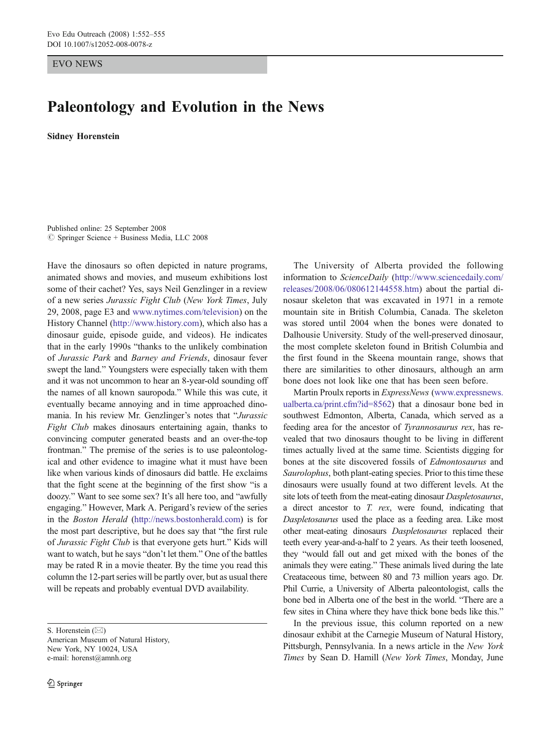EVO NEWS

# Paleontology and Evolution in the News

**Sidney Horenstein**

Published online: 25 September 2008
© Springer Science + Business Media, LLC 2008

Have the dinosaurs so often depicted in nature programs, animated shows and movies, and museum exhibitions lost some of their cachet? Yes, says Neil Genzlinger in a review of a new series *Jurassic Fight Club* (*New York Times*, July 29, 2008, page E3 and www.nytimes.com/television) on the History Channel (http://www.history.com), which also has a dinosaur guide, episode guide, and videos). He indicates that in the early 1990s "thanks to the unlikely combination of *Jurassic Park* and *Barney and Friends*, dinosaur fever swept the land." Youngsters were especially taken with them and it was not uncommon to hear an 8-year-old sounding off the names of all known sauropoda." While this was cute, it eventually became annoying and in time approached dino-mania. In his review Mr. Genzlinger's notes that "*Jurassic Fight Club* makes dinosaurs entertaining again, thanks to convincing computer generated beasts and an over-the-top frontman." The premise of the series is to use paleontological and other evidence to imagine what it must have been like when various kinds of dinosaurs did battle. He exclaims that the fight scene at the beginning of the first show "is a doozy." Want to see some sex? It's all here too, and "awfully engaging." However, Mark A. Perigard's review of the series in the *Boston Herald* (http://news.bostonherald.com) is for the most part descriptive, but he does say that "the first rule of *Jurassic Fight Club* is that everyone gets hurt." Kids will want to watch, but he says "don't let them." One of the battles may be rated R in a movie theater. By the time you read this column the 12-part series will be partly over, but as usual there will be repeats and probably eventual DVD availability.

S. Horenstein (✉)
American Museum of Natural History,
New York, NY 10024, USA
e-mail: horenst@amnh.org

The University of Alberta provided the following information to *ScienceDaily* (http://www.sciencedaily.com/releases/2008/06/080612144558.htm) about the partial dinosaur skeleton that was excavated in 1971 in a remote mountain site in British Columbia, Canada. The skeleton was stored until 2004 when the bones were donated to Dalhousie University. Study of the well-preserved dinosaur, the most complete skeleton found in British Columbia and the first found in the Skeena mountain range, shows that there are similarities to other dinosaurs, although an arm bone does not look like one that has been seen before.

Martin Proulx reports in *ExpressNews* (www.expressnews.ualberta.ca/print.cfm?id=8562) that a dinosaur bone bed in southwest Edmonton, Alberta, Canada, which served as a feeding area for the ancestor of *Tyrannosaurus rex*, has revealed that two dinosaurs thought to be living in different times actually lived at the same time. Scientists digging for bones at the site discovered fossils of *Edmontosaurus* and *Saurolophus*, both plant-eating species. Prior to this time these dinosaurs were usually found at two different levels. At the site lots of teeth from the meat-eating dinosaur *Daspletosaurus*, a direct ancestor to *T. rex*, were found, indicating that *Daspletosaurus* used the place as a feeding area. Like most other meat-eating dinosaurs *Daspletosaurus* replaced their teeth every year-and-a-half to 2 years. As their teeth loosened, they "would fall out and get mixed with the bones of the animals they were eating." These animals lived during the late Createaceous time, between 80 and 73 million years ago. Dr. Phil Currie, a University of Alberta paleontologist, calls the bone bed in Alberta one of the best in the world. "There are a few sites in China where they have thick bone beds like this."

In the previous issue, this column reported on a new dinosaur exhibit at the Carnegie Museum of Natural History, Pittsburgh, Pennsylvania. In a news article in the *New York Times* by Sean D. Hamill (*New York Times*, Monday, June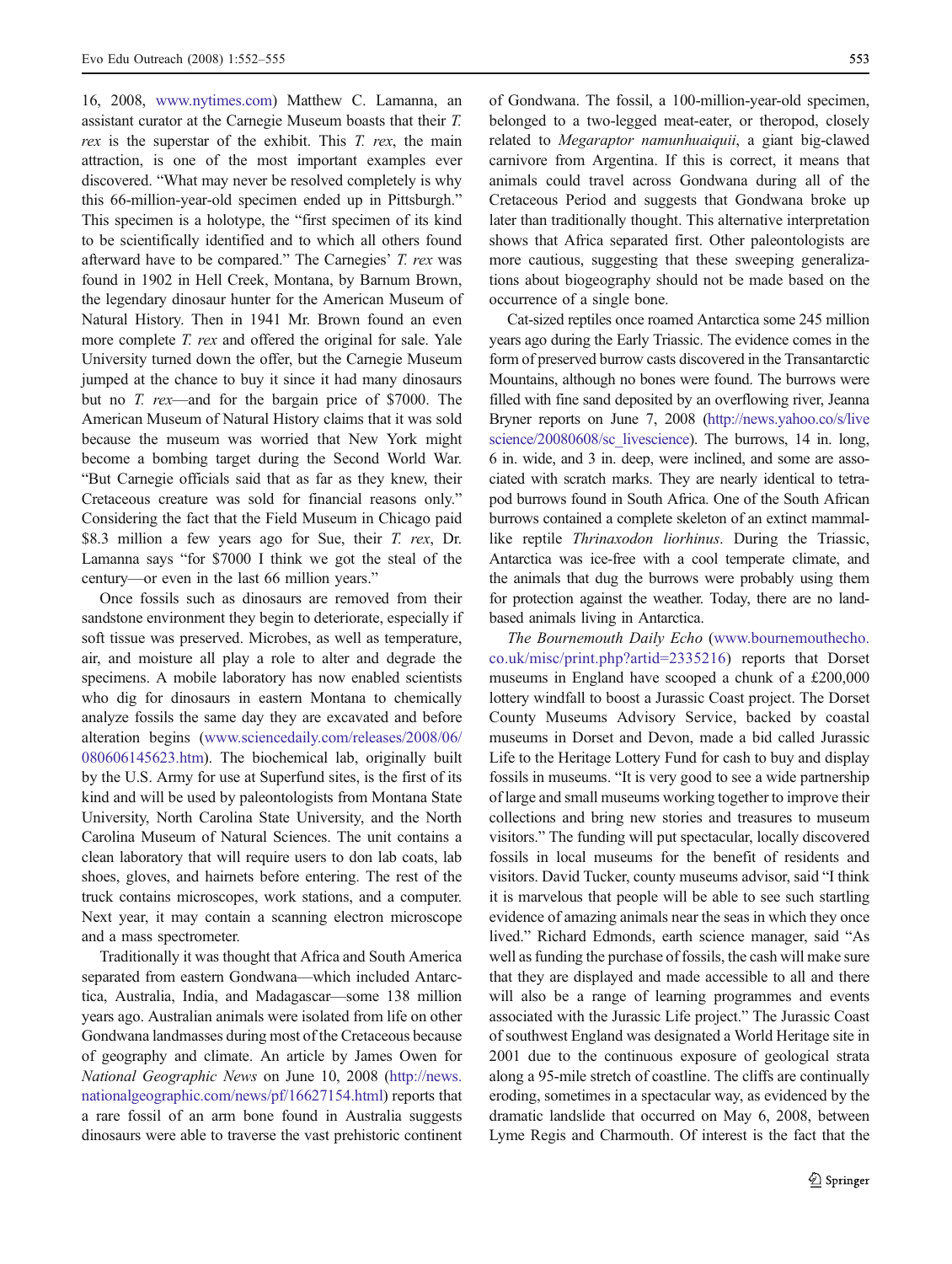16, 2008, www.nytimes.com) Matthew C. Lamanna, an assistant curator at the Carnegie Museum boasts that their *T. rex* is the superstar of the exhibit. This *T. rex*, the main attraction, is one of the most important examples ever discovered. "What may never be resolved completely is why this 66-million-year-old specimen ended up in Pittsburgh." This specimen is a holotype, the "first specimen of its kind to be scientifically identified and to which all others found afterward have to be compared." The Carnegies' *T. rex* was found in 1902 in Hell Creek, Montana, by Barnum Brown, the legendary dinosaur hunter for the American Museum of Natural History. Then in 1941 Mr. Brown found an even more complete *T. rex* and offered the original for sale. Yale University turned down the offer, but the Carnegie Museum jumped at the chance to buy it since it had many dinosaurs but no *T. rex*—and for the bargain price of $7000. The American Museum of Natural History claims that it was sold because the museum was worried that New York might become a bombing target during the Second World War. "But Carnegie officials said that as far as they knew, their Cretaceous creature was sold for financial reasons only." Considering the fact that the Field Museum in Chicago paid $8.3 million a few years ago for Sue, their *T. rex*, Dr. Lamanna says "for $7000 I think we got the steal of the century—or even in the last 66 million years."

Once fossils such as dinosaurs are removed from their sandstone environment they begin to deteriorate, especially if soft tissue was preserved. Microbes, as well as temperature, air, and moisture all play a role to alter and degrade the specimens. A mobile laboratory has now enabled scientists who dig for dinosaurs in eastern Montana to chemically analyze fossils the same day they are excavated and before alteration begins (www.sciencedaily.com/releases/2008/06/080606145623.htm). The biochemical lab, originally built by the U.S. Army for use at Superfund sites, is the first of its kind and will be used by paleontologists from Montana State University, North Carolina State University, and the North Carolina Museum of Natural Sciences. The unit contains a clean laboratory that will require users to don lab coats, lab shoes, gloves, and hairnets before entering. The rest of the truck contains microscopes, work stations, and a computer. Next year, it may contain a scanning electron microscope and a mass spectrometer.

Traditionally it was thought that Africa and South America separated from eastern Gondwana—which included Antarctica, Australia, India, and Madagascar—some 138 million years ago. Australian animals were isolated from life on other Gondwana landmasses during most of the Cretaceous because of geography and climate. An article by James Owen for *National Geographic News* on June 10, 2008 (http://news.nationalgeographic.com/news/pf/16627154.html) reports that a rare fossil of an arm bone found in Australia suggests dinosaurs were able to traverse the vast prehistoric continent of Gondwana. The fossil, a 100-million-year-old specimen, belonged to a two-legged meat-eater, or theropod, closely related to *Megaraptor namunhuaiquii*, a giant big-clawed carnivore from Argentina. If this is correct, it means that animals could travel across Gondwana during all of the Cretaceous Period and suggests that Gondwana broke up later than traditionally thought. This alternative interpretation shows that Africa separated first. Other paleontologists are more cautious, suggesting that these sweeping generalizations about biogeography should not be made based on the occurrence of a single bone.

Cat-sized reptiles once roamed Antarctica some 245 million years ago during the Early Triassic. The evidence comes in the form of preserved burrow casts discovered in the Transantarctic Mountains, although no bones were found. The burrows were filled with fine sand deposited by an overflowing river, Jeanna Bryner reports on June 7, 2008 (http://news.yahoo.co/s/livescience/20080608/sc_livescience). The burrows, 14 in. long, 6 in. wide, and 3 in. deep, were inclined, and some are associated with scratch marks. They are nearly identical to tetrapod burrows found in South Africa. One of the South African burrows contained a complete skeleton of an extinct mammal-like reptile *Thrinaxodon liorhinus*. During the Triassic, Antarctica was ice-free with a cool temperate climate, and the animals that dug the burrows were probably using them for protection against the weather. Today, there are no land-based animals living in Antarctica.

*The Bournemouth Daily Echo* (www.bournemouthecho.co.uk/misc/print.php?artid=2335216) reports that Dorset museums in England have scooped a chunk of a £200,000 lottery windfall to boost a Jurassic Coast project. The Dorset County Museums Advisory Service, backed by coastal museums in Dorset and Devon, made a bid called Jurassic Life to the Heritage Lottery Fund for cash to buy and display fossils in museums. "It is very good to see a wide partnership of large and small museums working together to improve their collections and bring new stories and treasures to museum visitors." The funding will put spectacular, locally discovered fossils in local museums for the benefit of residents and visitors. David Tucker, county museums advisor, said "I think it is marvelous that people will be able to see such startling evidence of amazing animals near the seas in which they once lived." Richard Edmonds, earth science manager, said "As well as funding the purchase of fossils, the cash will make sure that they are displayed and made accessible to all and there will also be a range of learning programmes and events associated with the Jurassic Life project." The Jurassic Coast of southwest England was designated a World Heritage site in 2001 due to the continuous exposure of geological strata along a 95-mile stretch of coastline. The cliffs are continually eroding, sometimes in a spectacular way, as evidenced by the dramatic landslide that occurred on May 6, 2008, between Lyme Regis and Charmouth. Of interest is the fact that the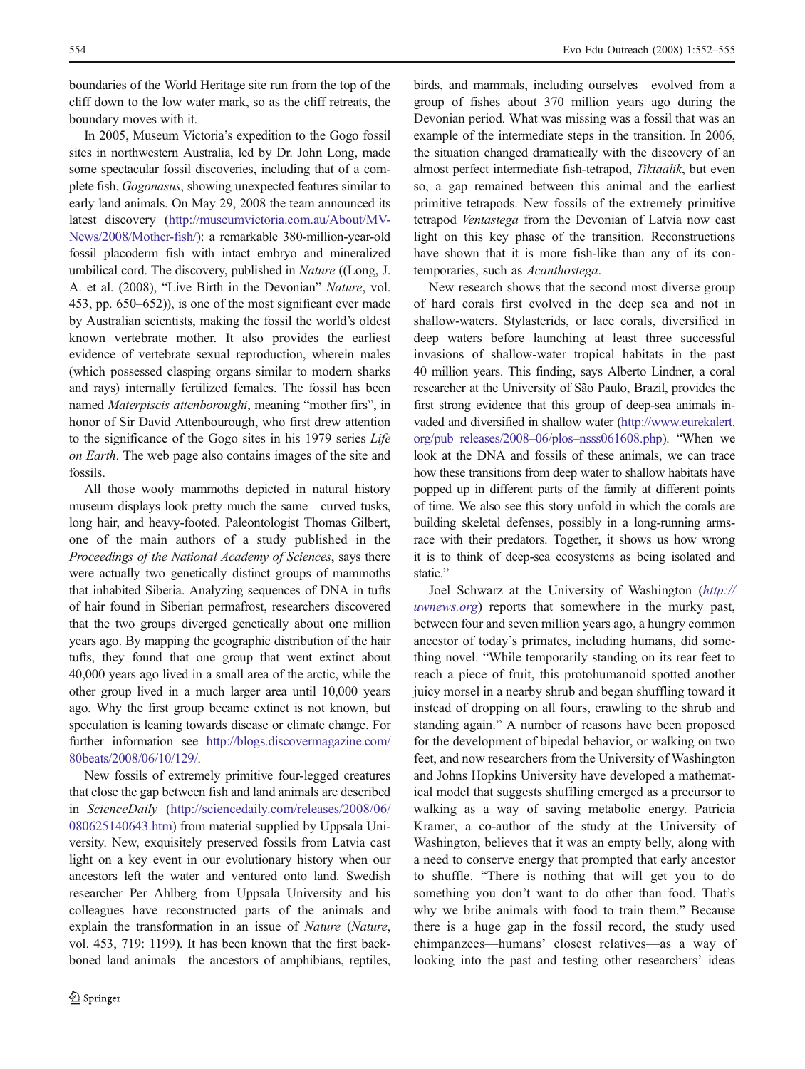boundaries of the World Heritage site run from the top of the cliff down to the low water mark, so as the cliff retreats, the boundary moves with it.

In 2005, Museum Victoria's expedition to the Gogo fossil sites in northwestern Australia, led by Dr. John Long, made some spectacular fossil discoveries, including that of a complete fish, *Gogonasus*, showing unexpected features similar to early land animals. On May 29, 2008 the team announced its latest discovery (http://museumvictoria.com.au/About/MV-News/2008/Mother-fish/): a remarkable 380-million-year-old fossil placoderm fish with intact embryo and mineralized umbilical cord. The discovery, published in *Nature* ((Long, J. A. et al. (2008), "Live Birth in the Devonian" *Nature*, vol. 453, pp. 650–652)), is one of the most significant ever made by Australian scientists, making the fossil the world's oldest known vertebrate mother. It also provides the earliest evidence of vertebrate sexual reproduction, wherein males (which possessed clasping organs similar to modern sharks and rays) internally fertilized females. The fossil has been named *Materpiscis attenboroughi*, meaning "mother firs", in honor of Sir David Attenborough, who first drew attention to the significance of the Gogo sites in his 1979 series *Life on Earth*. The web page also contains images of the site and fossils.

All those wooly mammoths depicted in natural history museum displays look pretty much the same—curved tusks, long hair, and heavy-footed. Paleontologist Thomas Gilbert, one of the main authors of a study published in the *Proceedings of the National Academy of Sciences*, says there were actually two genetically distinct groups of mammoths that inhabited Siberia. Analyzing sequences of DNA in tufts of hair found in Siberian permafrost, researchers discovered that the two groups diverged genetically about one million years ago. By mapping the geographic distribution of the hair tufts, they found that one group that went extinct about 40,000 years ago lived in a small area of the arctic, while the other group lived in a much larger area until 10,000 years ago. Why the first group became extinct is not known, but speculation is leaning towards disease or climate change. For further information see http://blogs.discovermagazine.com/80beats/2008/06/10/129/.

New fossils of extremely primitive four-legged creatures that close the gap between fish and land animals are described in *ScienceDaily* (http://sciencedaily.com/releases/2008/06/080625140643.htm) from material supplied by Uppsala University. New, exquisitely preserved fossils from Latvia cast light on a key event in our evolutionary history when our ancestors left the water and ventured onto land. Swedish researcher Per Ahlberg from Uppsala University and his colleagues have reconstructed parts of the animals and explain the transformation in an issue of *Nature* (*Nature*, vol. 453, 719: 1199). It has been known that the first backboned land animals—the ancestors of amphibians, reptiles, birds, and mammals, including ourselves—evolved from a group of fishes about 370 million years ago during the Devonian period. What was missing was a fossil that was an example of the intermediate steps in the transition. In 2006, the situation changed dramatically with the discovery of an almost perfect intermediate fish-tetrapod, *Tiktaalik*, but even so, a gap remained between this animal and the earliest primitive tetrapods. New fossils of the extremely primitive tetrapod *Ventastega* from the Devonian of Latvia now cast light on this key phase of the transition. Reconstructions have shown that it is more fish-like than any of its contemporaries, such as *Acanthostega*.

New research shows that the second most diverse group of hard corals first evolved in the deep sea and not in shallow-waters. Stylasterids, or lace corals, diversified in deep waters before launching at least three successful invasions of shallow-water tropical habitats in the past 40 million years. This finding, says Alberto Lindner, a coral researcher at the University of São Paulo, Brazil, provides the first strong evidence that this group of deep-sea animals invaded and diversified in shallow water (http://www.eurekalert.org/pub_releases/2008–06/plos–nsss061608.php). "When we look at the DNA and fossils of these animals, we can trace how these transitions from deep water to shallow habitats have popped up in different parts of the family at different points of time. We also see this story unfold in which the corals are building skeletal defenses, possibly in a long-running arms-race with their predators. Together, it shows us how wrong it is to think of deep-sea ecosystems as being isolated and static."

Joel Schwarz at the University of Washington (*http://uwnews.org*) reports that somewhere in the murky past, between four and seven million years ago, a hungry common ancestor of today's primates, including humans, did something novel. "While temporarily standing on its rear feet to reach a piece of fruit, this protohumanoid spotted another juicy morsel in a nearby shrub and began shuffling toward it instead of dropping on all fours, crawling to the shrub and standing again." A number of reasons have been proposed for the development of bipedal behavior, or walking on two feet, and now researchers from the University of Washington and Johns Hopkins University have developed a mathematical model that suggests shuffling emerged as a precursor to walking as a way of saving metabolic energy. Patricia Kramer, a co-author of the study at the University of Washington, believes that it was an empty belly, along with a need to conserve energy that prompted that early ancestor to shuffle. "There is nothing that will get you to do something you don't want to do other than food. That's why we bribe animals with food to train them." Because there is a huge gap in the fossil record, the study used chimpanzees—humans' closest relatives—as a way of looking into the past and testing other researchers' ideas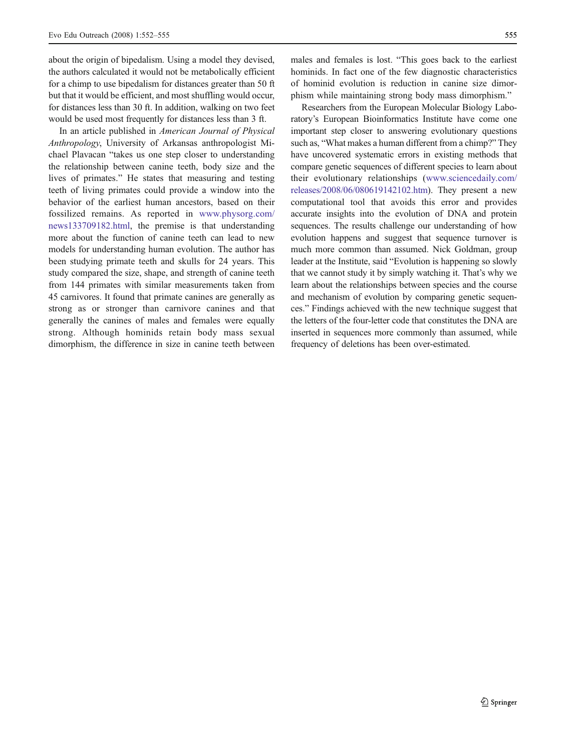about the origin of bipedalism. Using a model they devised, the authors calculated it would not be metabolically efficient for a chimp to use bipedalism for distances greater than 50 ft but that it would be efficient, and most shuffling would occur, for distances less than 30 ft. In addition, walking on two feet would be used most frequently for distances less than 3 ft.

In an article published in *American Journal of Physical Anthropology*, University of Arkansas anthropologist Michael Plavacan "takes us one step closer to understanding the relationship between canine teeth, body size and the lives of primates." He states that measuring and testing teeth of living primates could provide a window into the behavior of the earliest human ancestors, based on their fossilized remains. As reported in www.physorg.com/news133709182.html, the premise is that understanding more about the function of canine teeth can lead to new models for understanding human evolution. The author has been studying primate teeth and skulls for 24 years. This study compared the size, shape, and strength of canine teeth from 144 primates with similar measurements taken from 45 carnivores. It found that primate canines are generally as strong as or stronger than carnivore canines and that generally the canines of males and females were equally strong. Although hominids retain body mass sexual dimorphism, the difference in size in canine teeth between males and females is lost. "This goes back to the earliest hominids. In fact one of the few diagnostic characteristics of hominid evolution is reduction in canine size dimorphism while maintaining strong body mass dimorphism."

Researchers from the European Molecular Biology Laboratory's European Bioinformatics Institute have come one important step closer to answering evolutionary questions such as, "What makes a human different from a chimp?" They have uncovered systematic errors in existing methods that compare genetic sequences of different species to learn about their evolutionary relationships (www.sciencedaily.com/releases/2008/06/080619142102.htm). They present a new computational tool that avoids this error and provides accurate insights into the evolution of DNA and protein sequences. The results challenge our understanding of how evolution happens and suggest that sequence turnover is much more common than assumed. Nick Goldman, group leader at the Institute, said "Evolution is happening so slowly that we cannot study it by simply watching it. That's why we learn about the relationships between species and the course and mechanism of evolution by comparing genetic sequences." Findings achieved with the new technique suggest that the letters of the four-letter code that constitutes the DNA are inserted in sequences more commonly than assumed, while frequency of deletions has been over-estimated.